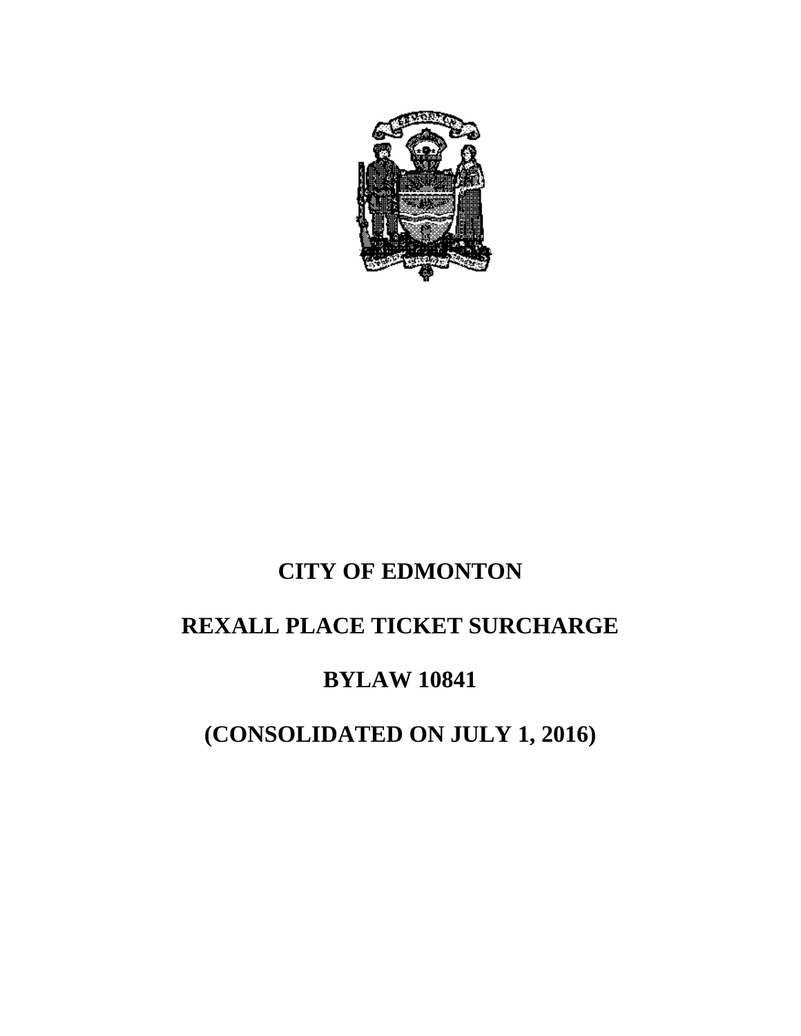# CITY OF EDMONTON

# REXALL PLACE TICKET SURCHARGE

# BYLAW 10841

# (CONSOLIDATED ON JULY 1, 2016)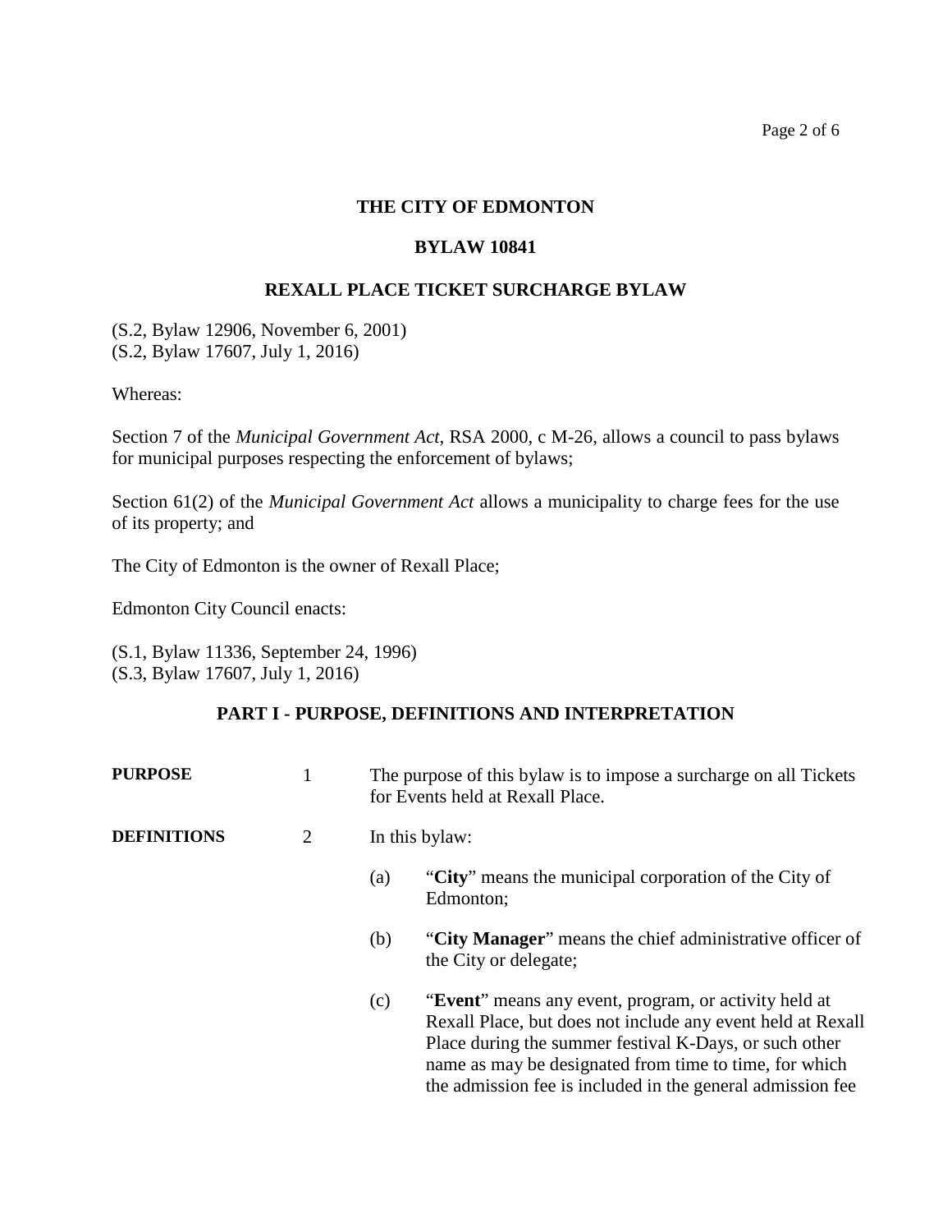**THE CITY OF EDMONTON**

**BYLAW 10841**

**REXALL PLACE TICKET SURCHARGE BYLAW**

(S.2, Bylaw 12906, November 6, 2001)
(S.2, Bylaw 17607, July 1, 2016)

Whereas:

Section 7 of the *Municipal Government Act*, RSA 2000, c M-26, allows a council to pass bylaws for municipal purposes respecting the enforcement of bylaws;

Section 61(2) of the *Municipal Government Act* allows a municipality to charge fees for the use of its property; and

The City of Edmonton is the owner of Rexall Place;

Edmonton City Council enacts:

(S.1, Bylaw 11336, September 24, 1996)
(S.3, Bylaw 17607, July 1, 2016)

## PART I - PURPOSE, DEFINITIONS AND INTERPRETATION

**PURPOSE** 1 The purpose of this bylaw is to impose a surcharge on all Tickets for Events held at Rexall Place.

**DEFINITIONS** 2 In this bylaw:

(a) "**City**" means the municipal corporation of the City of Edmonton;

(b) "**City Manager**" means the chief administrative officer of the City or delegate;

(c) "**Event**" means any event, program, or activity held at Rexall Place, but does not include any event held at Rexall Place during the summer festival K-Days, or such other name as may be designated from time to time, for which the admission fee is included in the general admission fee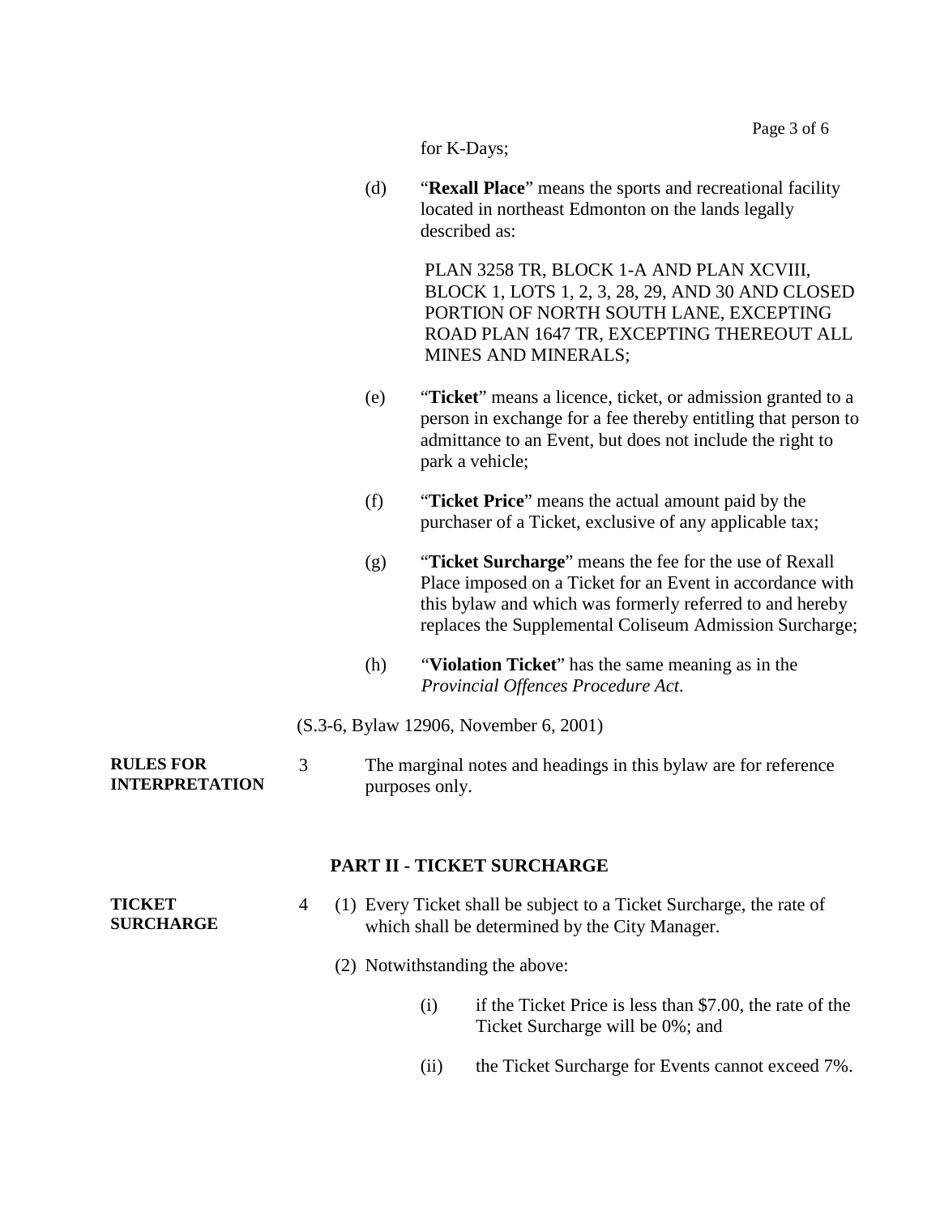for K-Days;

(d) "**Rexall Place**" means the sports and recreational facility located in northeast Edmonton on the lands legally described as:

PLAN 3258 TR, BLOCK 1-A AND PLAN XCVIII, BLOCK 1, LOTS 1, 2, 3, 28, 29, AND 30 AND CLOSED PORTION OF NORTH SOUTH LANE, EXCEPTING ROAD PLAN 1647 TR, EXCEPTING THEREOUT ALL MINES AND MINERALS;

(e) "**Ticket**" means a licence, ticket, or admission granted to a person in exchange for a fee thereby entitling that person to admittance to an Event, but does not include the right to park a vehicle;

(f) "**Ticket Price**" means the actual amount paid by the purchaser of a Ticket, exclusive of any applicable tax;

(g) "**Ticket Surcharge**" means the fee for the use of Rexall Place imposed on a Ticket for an Event in accordance with this bylaw and which was formerly referred to and hereby replaces the Supplemental Coliseum Admission Surcharge;

(h) "**Violation Ticket**" has the same meaning as in the *Provincial Offences Procedure Act*.

(S.3-6, Bylaw 12906, November 6, 2001)

**RULES FOR INTERPRETATION**

3 The marginal notes and headings in this bylaw are for reference purposes only.

## PART II - TICKET SURCHARGE

**TICKET SURCHARGE**

4 (1) Every Ticket shall be subject to a Ticket Surcharge, the rate of which shall be determined by the City Manager.

(2) Notwithstanding the above:

(i) if the Ticket Price is less than $7.00, the rate of the Ticket Surcharge will be 0%; and

(ii) the Ticket Surcharge for Events cannot exceed 7%.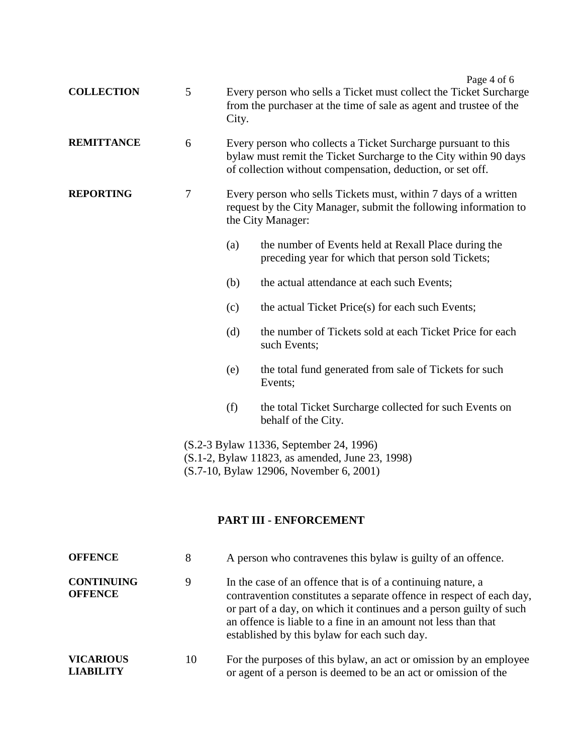**COLLECTION** 5 Every person who sells a Ticket must collect the Ticket Surcharge from the purchaser at the time of sale as agent and trustee of the City.

**REMITTANCE** 6 Every person who collects a Ticket Surcharge pursuant to this bylaw must remit the Ticket Surcharge to the City within 90 days of collection without compensation, deduction, or set off.

**REPORTING** 7 Every person who sells Tickets must, within 7 days of a written request by the City Manager, submit the following information to the City Manager:

(a) the number of Events held at Rexall Place during the preceding year for which that person sold Tickets;

(b) the actual attendance at each such Events;

(c) the actual Ticket Price(s) for each such Events;

(d) the number of Tickets sold at each Ticket Price for each such Events;

(e) the total fund generated from sale of Tickets for such Events;

(f) the total Ticket Surcharge collected for such Events on behalf of the City.

(S.2-3 Bylaw 11336, September 24, 1996)
(S.1-2, Bylaw 11823, as amended, June 23, 1998)
(S.7-10, Bylaw 12906, November 6, 2001)

## PART III - ENFORCEMENT

**OFFENCE** 8 A person who contravenes this bylaw is guilty of an offence.

**CONTINUING OFFENCE** 9 In the case of an offence that is of a continuing nature, a contravention constitutes a separate offence in respect of each day, or part of a day, on which it continues and a person guilty of such an offence is liable to a fine in an amount not less than that established by this bylaw for each such day.

**VICARIOUS LIABILITY** 10 For the purposes of this bylaw, an act or omission by an employee or agent of a person is deemed to be an act or omission of the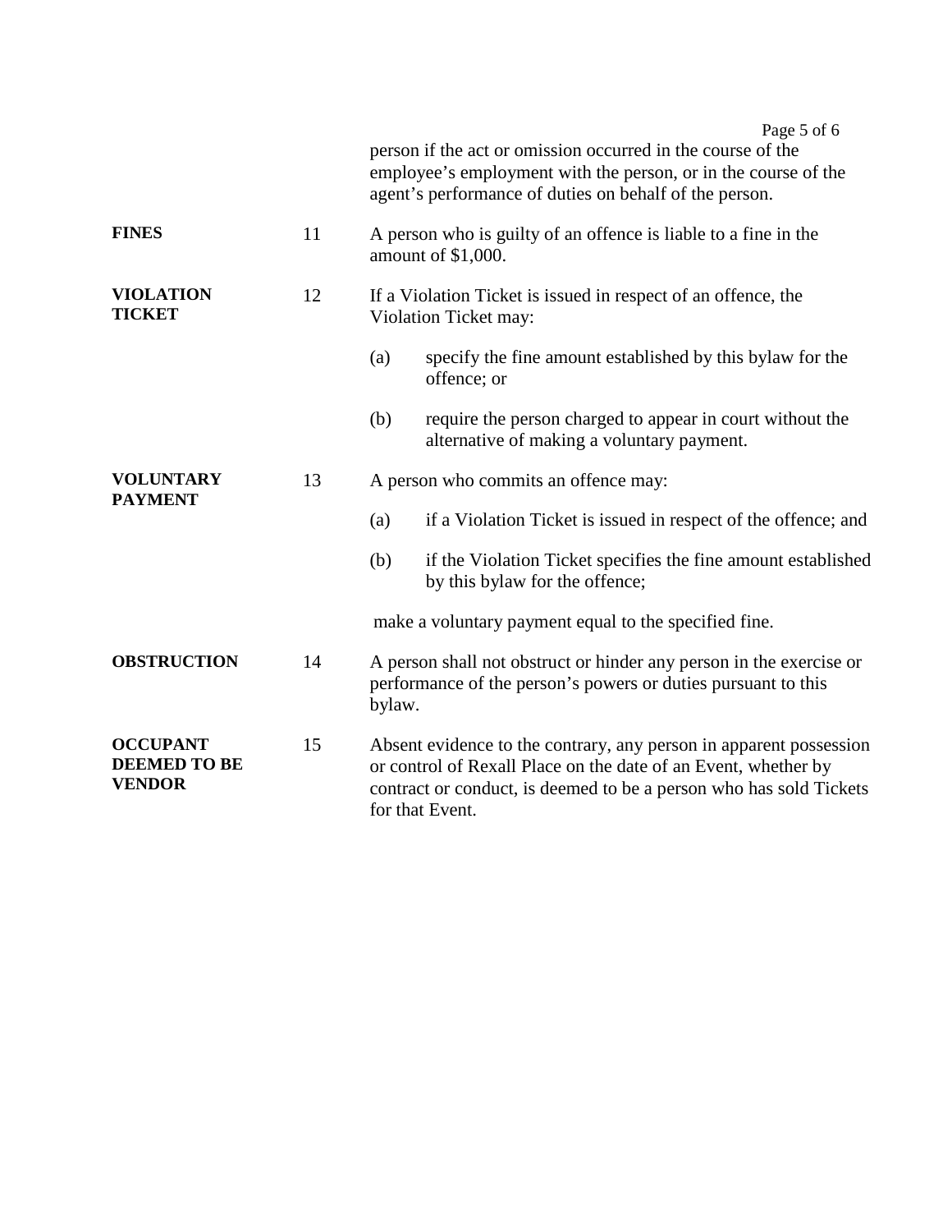person if the act or omission occurred in the course of the employee's employment with the person, or in the course of the agent's performance of duties on behalf of the person.

**FINES**

11 A person who is guilty of an offence is liable to a fine in the amount of $1,000.

**VIOLATION TICKET**

12 If a Violation Ticket is issued in respect of an offence, the Violation Ticket may:

(a) specify the fine amount established by this bylaw for the offence; or

(b) require the person charged to appear in court without the alternative of making a voluntary payment.

**VOLUNTARY PAYMENT**

13 A person who commits an offence may:

(a) if a Violation Ticket is issued in respect of the offence; and

(b) if the Violation Ticket specifies the fine amount established by this bylaw for the offence;

make a voluntary payment equal to the specified fine.

**OBSTRUCTION**

14 A person shall not obstruct or hinder any person in the exercise or performance of the person's powers or duties pursuant to this bylaw.

**OCCUPANT DEEMED TO BE VENDOR**

15 Absent evidence to the contrary, any person in apparent possession or control of Rexall Place on the date of an Event, whether by contract or conduct, is deemed to be a person who has sold Tickets for that Event.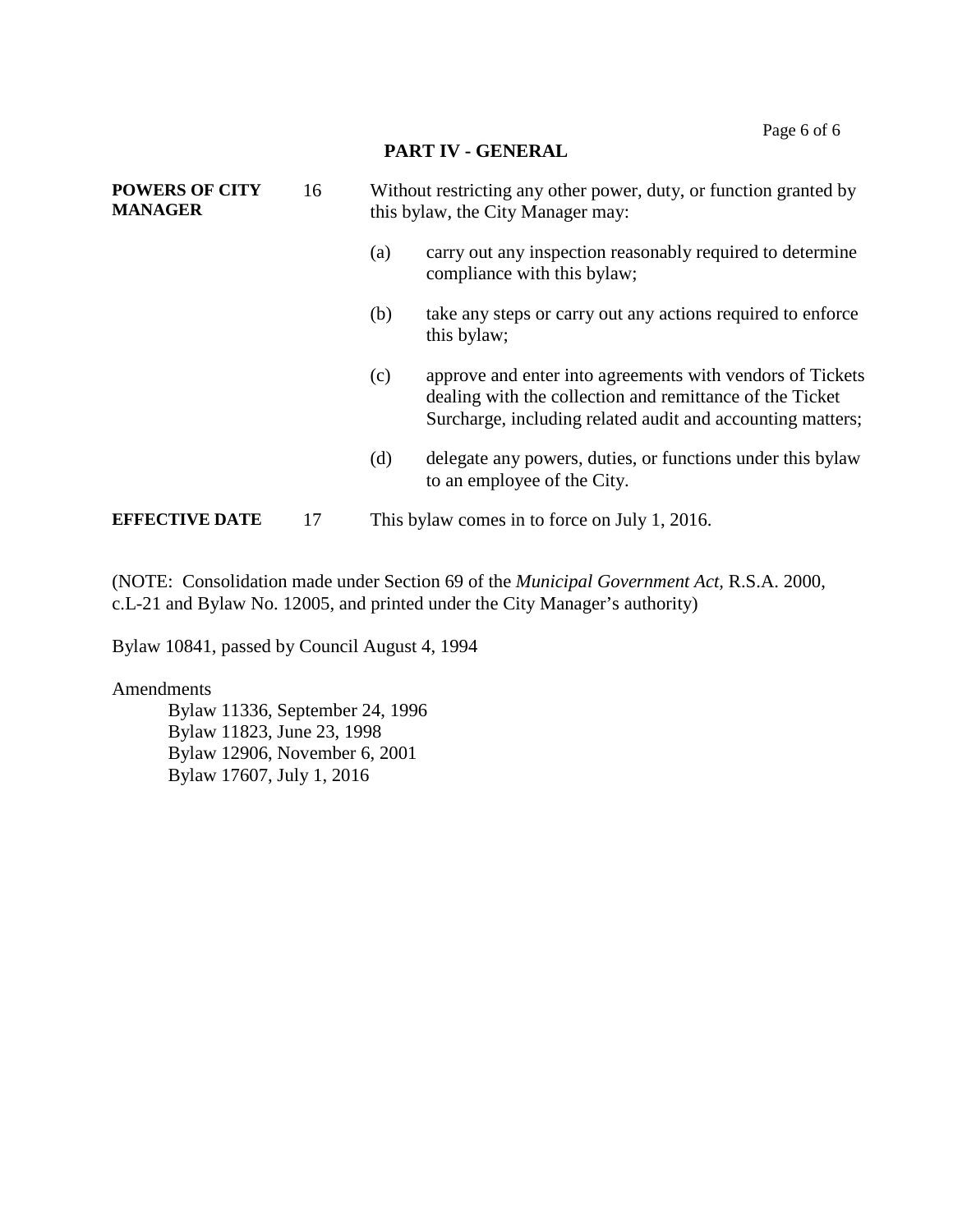## PART IV - GENERAL

**POWERS OF CITY MANAGER**

16 Without restricting any other power, duty, or function granted by this bylaw, the City Manager may:

(a) carry out any inspection reasonably required to determine compliance with this bylaw;

(b) take any steps or carry out any actions required to enforce this bylaw;

(c) approve and enter into agreements with vendors of Tickets dealing with the collection and remittance of the Ticket Surcharge, including related audit and accounting matters;

(d) delegate any powers, duties, or functions under this bylaw to an employee of the City.

**EFFECTIVE DATE**

17 This bylaw comes in to force on July 1, 2016.

(NOTE: Consolidation made under Section 69 of the *Municipal Government Act,* R.S.A. 2000, c.L-21 and Bylaw No. 12005, and printed under the City Manager's authority)

Bylaw 10841, passed by Council August 4, 1994

Amendments

- Bylaw 11336, September 24, 1996
- Bylaw 11823, June 23, 1998
- Bylaw 12906, November 6, 2001
- Bylaw 17607, July 1, 2016